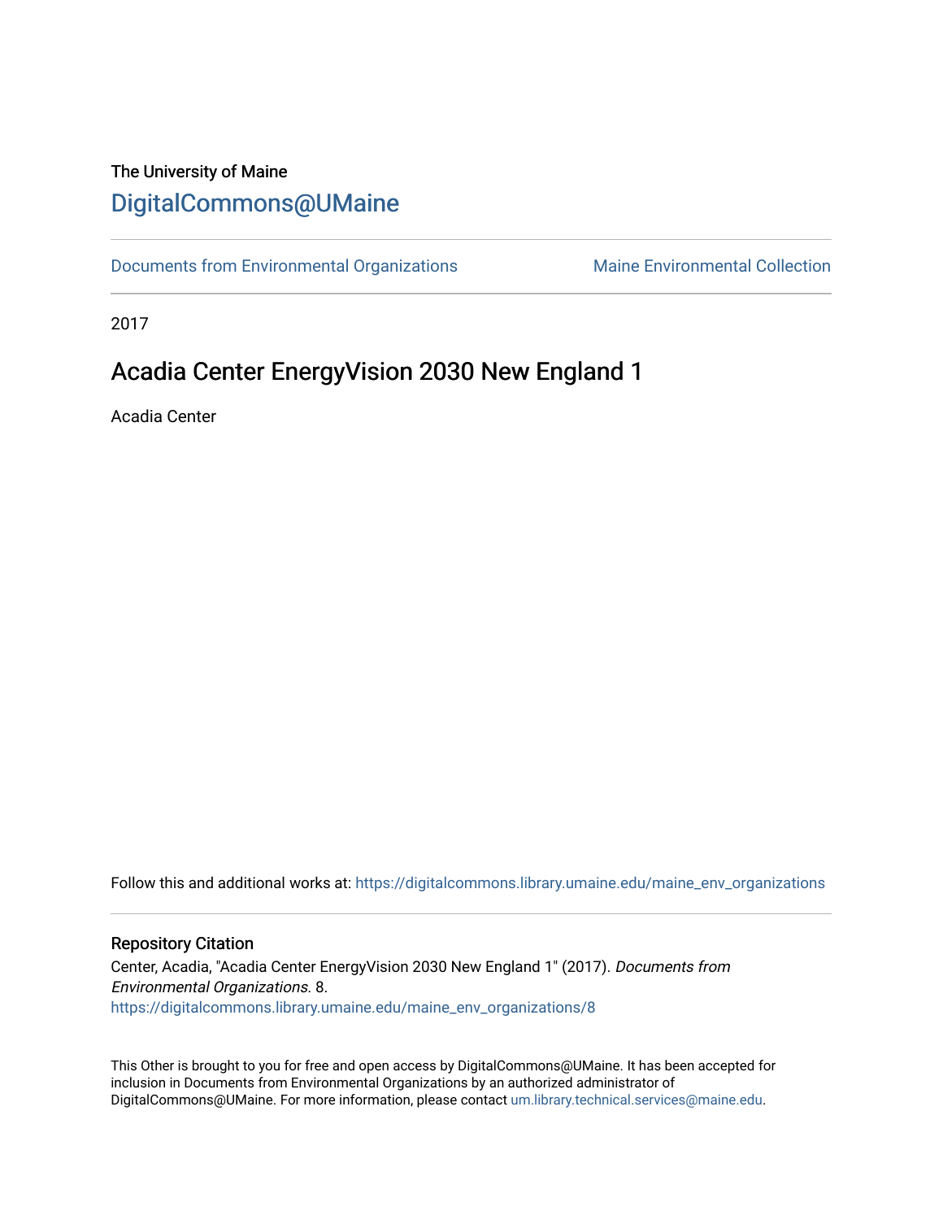The University of Maine

# DigitalCommons@UMaine

Documents from Environmental Organizations | Maine Environmental Collection

2017

## Acadia Center EnergyVision 2030 New England 1

Acadia Center

Follow this and additional works at: https://digitalcommons.library.umaine.edu/maine_env_organizations

### Repository Citation

Center, Acadia, "Acadia Center EnergyVision 2030 New England 1" (2017). *Documents from Environmental Organizations*. 8.
https://digitalcommons.library.umaine.edu/maine_env_organizations/8

This Other is brought to you for free and open access by DigitalCommons@UMaine. It has been accepted for inclusion in Documents from Environmental Organizations by an authorized administrator of DigitalCommons@UMaine. For more information, please contact um.library.technical.services@maine.edu.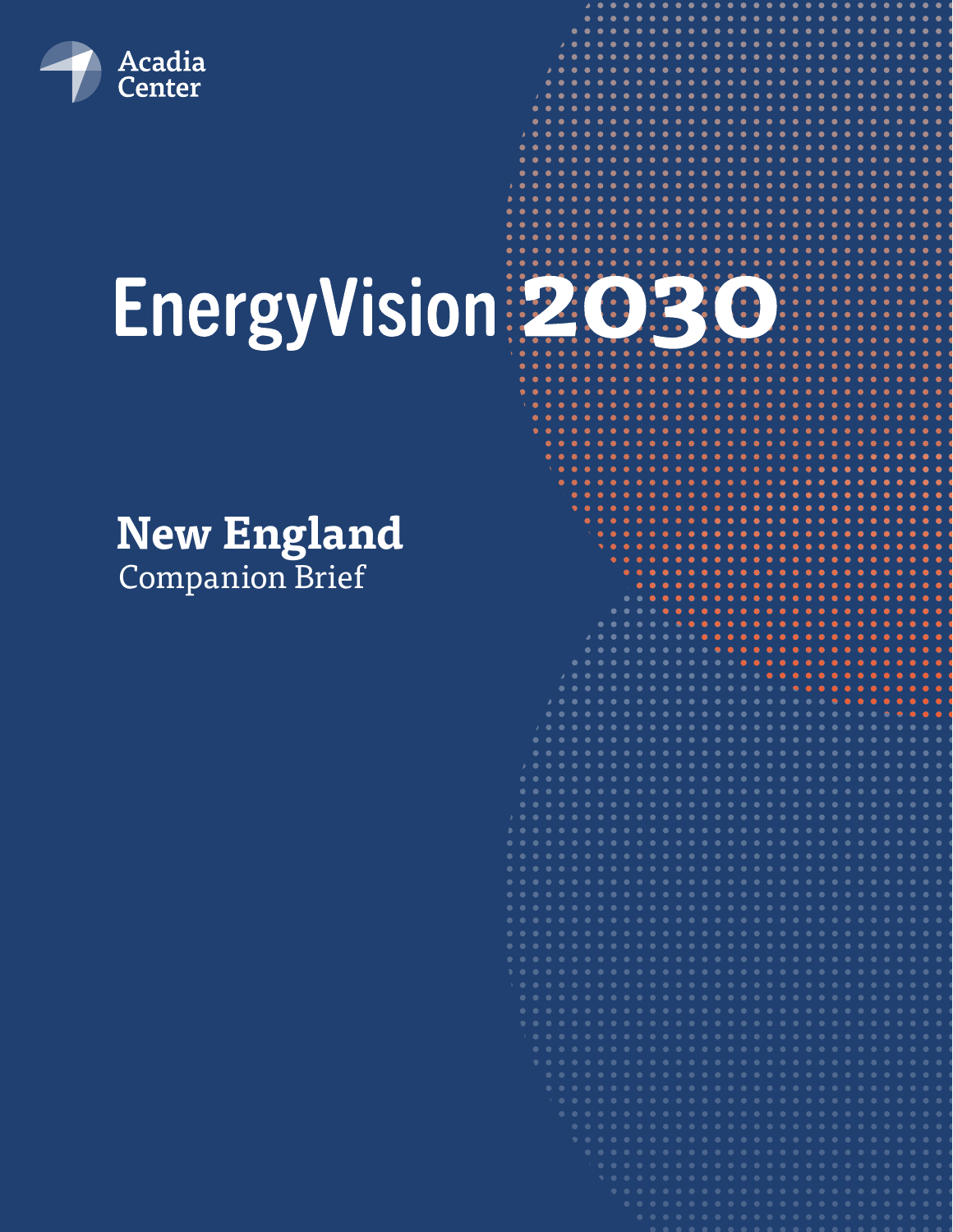Acadia Center

# EnergyVision 2030

## New England

Companion Brief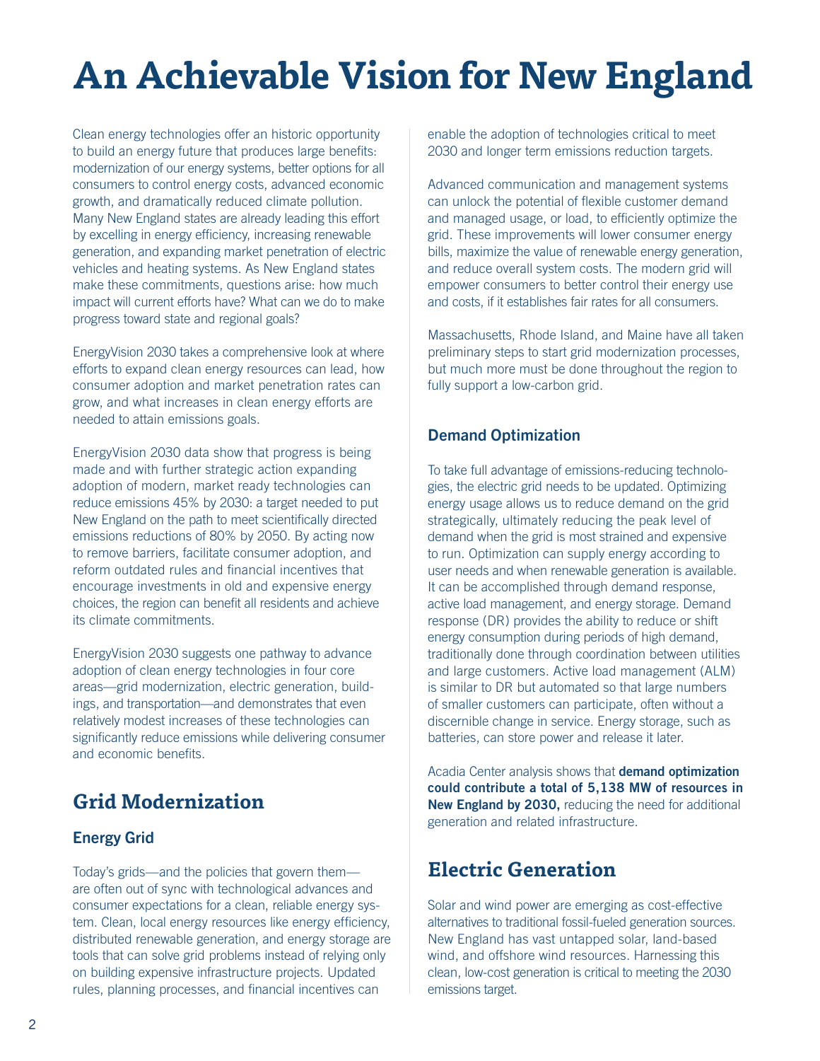# An Achievable Vision for New England

Clean energy technologies offer an historic opportunity to build an energy future that produces large benefits: modernization of our energy systems, better options for all consumers to control energy costs, advanced economic growth, and dramatically reduced climate pollution. Many New England states are already leading this effort by excelling in energy efficiency, increasing renewable generation, and expanding market penetration of electric vehicles and heating systems. As New England states make these commitments, questions arise: how much impact will current efforts have? What can we do to make progress toward state and regional goals?

EnergyVision 2030 takes a comprehensive look at where efforts to expand clean energy resources can lead, how consumer adoption and market penetration rates can grow, and what increases in clean energy efforts are needed to attain emissions goals.

EnergyVision 2030 data show that progress is being made and with further strategic action expanding adoption of modern, market ready technologies can reduce emissions 45% by 2030: a target needed to put New England on the path to meet scientifically directed emissions reductions of 80% by 2050. By acting now to remove barriers, facilitate consumer adoption, and reform outdated rules and financial incentives that encourage investments in old and expensive energy choices, the region can benefit all residents and achieve its climate commitments.

EnergyVision 2030 suggests one pathway to advance adoption of clean energy technologies in four core areas—grid modernization, electric generation, buildings, and transportation—and demonstrates that even relatively modest increases of these technologies can significantly reduce emissions while delivering consumer and economic benefits.

## Grid Modernization

### Energy Grid

Today's grids—and the policies that govern them—are often out of sync with technological advances and consumer expectations for a clean, reliable energy system. Clean, local energy resources like energy efficiency, distributed renewable generation, and energy storage are tools that can solve grid problems instead of relying only on building expensive infrastructure projects. Updated rules, planning processes, and financial incentives can enable the adoption of technologies critical to meet 2030 and longer term emissions reduction targets.

Advanced communication and management systems can unlock the potential of flexible customer demand and managed usage, or load, to efficiently optimize the grid. These improvements will lower consumer energy bills, maximize the value of renewable energy generation, and reduce overall system costs. The modern grid will empower consumers to better control their energy use and costs, if it establishes fair rates for all consumers.

Massachusetts, Rhode Island, and Maine have all taken preliminary steps to start grid modernization processes, but much more must be done throughout the region to fully support a low-carbon grid.

### Demand Optimization

To take full advantage of emissions-reducing technologies, the electric grid needs to be updated. Optimizing energy usage allows us to reduce demand on the grid strategically, ultimately reducing the peak level of demand when the grid is most strained and expensive to run. Optimization can supply energy according to user needs and when renewable generation is available. It can be accomplished through demand response, active load management, and energy storage. Demand response (DR) provides the ability to reduce or shift energy consumption during periods of high demand, traditionally done through coordination between utilities and large customers. Active load management (ALM) is similar to DR but automated so that large numbers of smaller customers can participate, often without a discernible change in service. Energy storage, such as batteries, can store power and release it later.

Acadia Center analysis shows that **demand optimization could contribute a total of 5,138 MW of resources in New England by 2030,** reducing the need for additional generation and related infrastructure.

## Electric Generation

Solar and wind power are emerging as cost-effective alternatives to traditional fossil-fueled generation sources. New England has vast untapped solar, land-based wind, and offshore wind resources. Harnessing this clean, low-cost generation is critical to meeting the 2030 emissions target.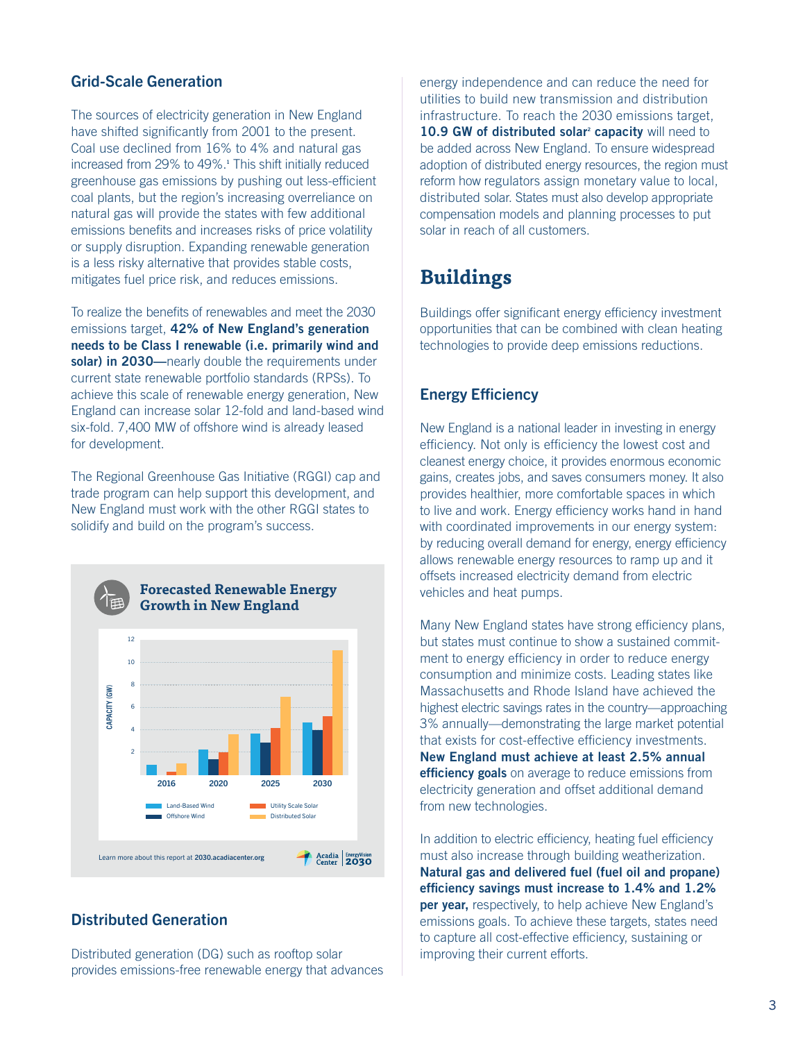### Grid-Scale Generation

The sources of electricity generation in New England have shifted significantly from 2001 to the present. Coal use declined from 16% to 4% and natural gas increased from 29% to 49%.[1] This shift initially reduced greenhouse gas emissions by pushing out less-efficient coal plants, but the region's increasing overreliance on natural gas will provide the states with few additional emissions benefits and increases risks of price volatility or supply disruption. Expanding renewable generation is a less risky alternative that provides stable costs, mitigates fuel price risk, and reduces emissions.

To realize the benefits of renewables and meet the 2030 emissions target, **42% of New England's generation needs to be Class I renewable (i.e. primarily wind and solar) in 2030—**nearly double the requirements under current state renewable portfolio standards (RPSs). To achieve this scale of renewable energy generation, New England can increase solar 12-fold and land-based wind six-fold. 7,400 MW of offshore wind is already leased for development.

The Regional Greenhouse Gas Initiative (RGGI) cap and trade program can help support this development, and New England must work with the other RGGI states to solidify and build on the program's success.

**Forecasted Renewable Energy Growth in New England**

Capacity (GW)

| Year | Land-Based Wind | Offshore Wind | Utility Scale Solar | Distributed Solar |
|---|---|---|---|---|
| 2016 | ~0.9 | ~0 | ~0.3 | ~1.0 |
| 2020 | ~2.3 | ~1.4 | ~2.0 | ~3.6 |
| 2025 | ~3.7 | ~2.9 | ~4.2 | ~7.0 |
| 2030 | ~4.7 | ~4.0 | ~5.2 | ~11.0 |

Learn more about this report at **2030.acadiacenter.org**

### Distributed Generation

Distributed generation (DG) such as rooftop solar provides emissions-free renewable energy that advances energy independence and can reduce the need for utilities to build new transmission and distribution infrastructure. To reach the 2030 emissions target, **10.9 GW of distributed solar[2] capacity** will need to be added across New England. To ensure widespread adoption of distributed energy resources, the region must reform how regulators assign monetary value to local, distributed solar. States must also develop appropriate compensation models and planning processes to put solar in reach of all customers.

## Buildings

Buildings offer significant energy efficiency investment opportunities that can be combined with clean heating technologies to provide deep emissions reductions.

### Energy Efficiency

New England is a national leader in investing in energy efficiency. Not only is efficiency the lowest cost and cleanest energy choice, it provides enormous economic gains, creates jobs, and saves consumers money. It also provides healthier, more comfortable spaces in which to live and work. Energy efficiency works hand in hand with coordinated improvements in our energy system: by reducing overall demand for energy, energy efficiency allows renewable energy resources to ramp up and it offsets increased electricity demand from electric vehicles and heat pumps.

Many New England states have strong efficiency plans, but states must continue to show a sustained commitment to energy efficiency in order to reduce energy consumption and minimize costs. Leading states like Massachusetts and Rhode Island have achieved the highest electric savings rates in the country—approaching 3% annually—demonstrating the large market potential that exists for cost-effective efficiency investments. **New England must achieve at least 2.5% annual efficiency goals** on average to reduce emissions from electricity generation and offset additional demand from new technologies.

In addition to electric efficiency, heating fuel efficiency must also increase through building weatherization. **Natural gas and delivered fuel (fuel oil and propane) efficiency savings must increase to 1.4% and 1.2% per year,** respectively, to help achieve New England's emissions goals. To achieve these targets, states need to capture all cost-effective efficiency, sustaining or improving their current efforts.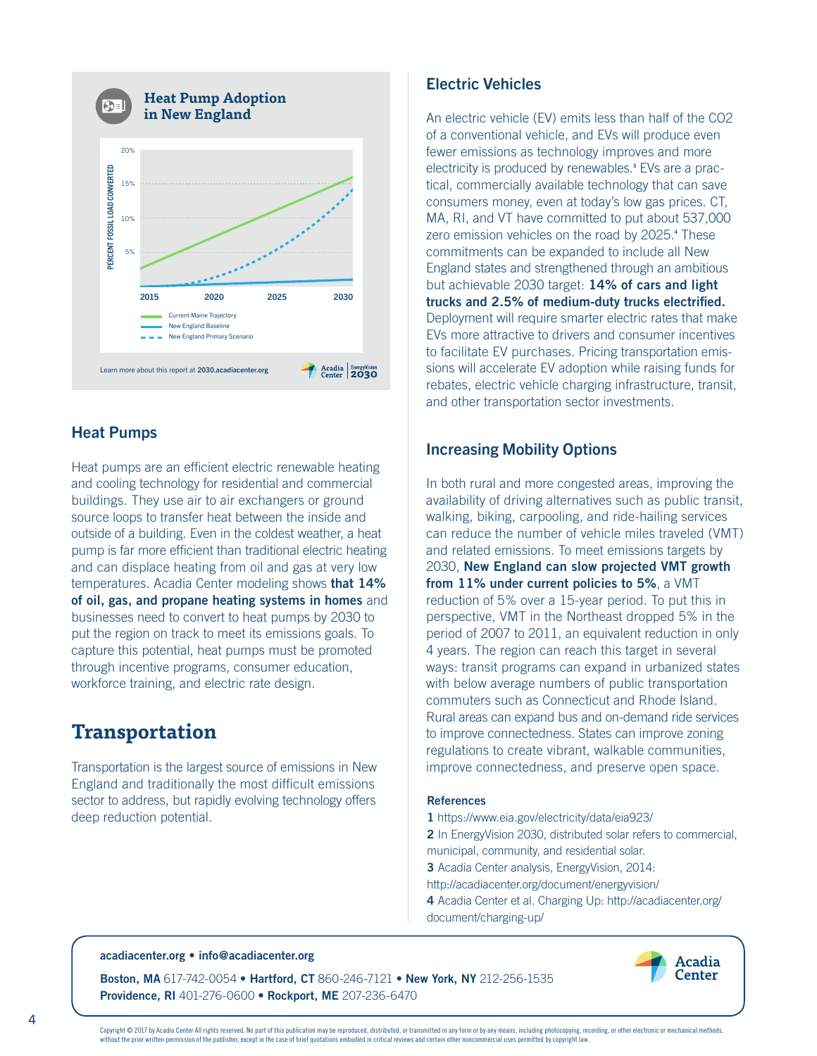### Heat Pump Adoption in New England

PERCENT FOSSIL LOAD CONVERTED

20%
15%
10%
5%

2015
2020
2025
2030

Current Maine Trajectory
New England Baseline
New England Primary Scenario

Learn more about this report at **2030.acadiacenter.org**

Acadia Center | EnergyVision 2030

## Heat Pumps

Heat pumps are an efficient electric renewable heating and cooling technology for residential and commercial buildings. They use air to air exchangers or ground source loops to transfer heat between the inside and outside of a building. Even in the coldest weather, a heat pump is far more efficient than traditional electric heating and can displace heating from oil and gas at very low temperatures. Acadia Center modeling shows **that 14% of oil, gas, and propane heating systems in homes** and businesses need to convert to heat pumps by 2030 to put the region on track to meet its emissions goals. To capture this potential, heat pumps must be promoted through incentive programs, consumer education, workforce training, and electric rate design.

# Transportation

Transportation is the largest source of emissions in New England and traditionally the most difficult emissions sector to address, but rapidly evolving technology offers deep reduction potential.

## Electric Vehicles

An electric vehicle (EV) emits less than half of the CO2 of a conventional vehicle, and EVs will produce even fewer emissions as technology improves and more electricity is produced by renewables.[3] EVs are a practical, commercially available technology that can save consumers money, even at today's low gas prices. CT, MA, RI, and VT have committed to put about 537,000 zero emission vehicles on the road by 2025.[4] These commitments can be expanded to include all New England states and strengthened through an ambitious but achievable 2030 target: **14% of cars and light trucks and 2.5% of medium-duty trucks electrified.** Deployment will require smarter electric rates that make EVs more attractive to drivers and consumer incentives to facilitate EV purchases. Pricing transportation emissions will accelerate EV adoption while raising funds for rebates, electric vehicle charging infrastructure, transit, and other transportation sector investments.

## Increasing Mobility Options

In both rural and more congested areas, improving the availability of driving alternatives such as public transit, walking, biking, carpooling, and ride-hailing services can reduce the number of vehicle miles traveled (VMT) and related emissions. To meet emissions targets by 2030, **New England can slow projected VMT growth from 11% under current policies to 5%**, a VMT reduction of 5% over a 15-year period. To put this in perspective, VMT in the Northeast dropped 5% in the period of 2007 to 2011, an equivalent reduction in only 4 years. The region can reach this target in several ways: transit programs can expand in urbanized states with below average numbers of public transportation commuters such as Connecticut and Rhode Island. Rural areas can expand bus and on-demand ride services to improve connectedness. States can improve zoning regulations to create vibrant, walkable communities, improve connectedness, and preserve open space.

### References

**1** https://www.eia.gov/electricity/data/eia923/
**2** In EnergyVision 2030, distributed solar refers to commercial, municipal, community, and residential solar.
**3** Acadia Center analysis, EnergyVision, 2014: http://acadiacenter.org/document/energyvision/
**4** Acadia Center et al. Charging Up: http://acadiacenter.org/document/charging-up/

**acadiacenter.org • info@acadiacenter.org**

**Boston, MA** 617-742-0054 • **Hartford, CT** 860-246-7121 • **New York, NY** 212-256-1535
**Providence, RI** 401-276-0600 • **Rockport, ME** 207-236-6470

Acadia Center

Copyright © 2017 by Acadia Center All rights reserved. No part of this publication may be reproduced, distributed, or transmitted in any form or by any means, including photocopying, recording, or other electronic or mechanical methods, without the prior written permission of the publisher, except in the case of brief quotations embodied in critical reviews and certain other noncommercial uses permitted by copyright law.